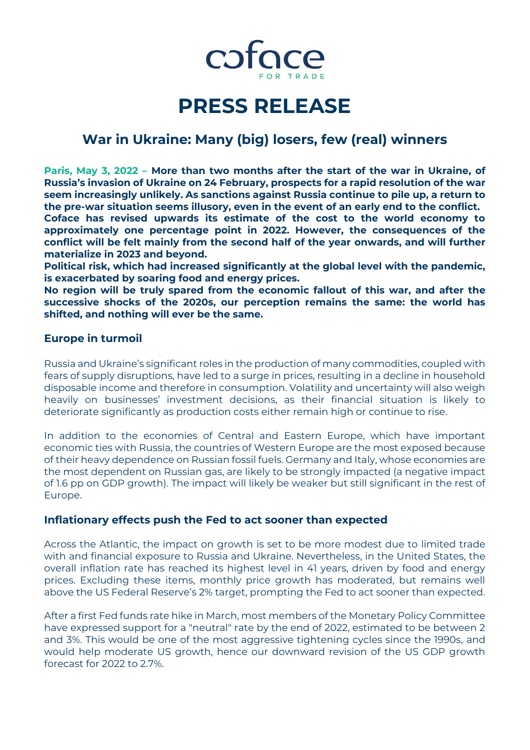coface
FOR TRADE

# PRESS RELEASE

## War in Ukraine: Many (big) losers, few (real) winners

**Paris, May 3, 2022 – More than two months after the start of the war in Ukraine, of Russia's invasion of Ukraine on 24 February, prospects for a rapid resolution of the war seem increasingly unlikely. As sanctions against Russia continue to pile up, a return to the pre-war situation seems illusory, even in the event of an early end to the conflict.**
**Coface has revised upwards its estimate of the cost to the world economy to approximately one percentage point in 2022. However, the consequences of the conflict will be felt mainly from the second half of the year onwards, and will further materialize in 2023 and beyond.**
**Political risk, which had increased significantly at the global level with the pandemic, is exacerbated by soaring food and energy prices.**
**No region will be truly spared from the economic fallout of this war, and after the successive shocks of the 2020s, our perception remains the same: the world has shifted, and nothing will ever be the same.**

### Europe in turmoil

Russia and Ukraine's significant roles in the production of many commodities, coupled with fears of supply disruptions, have led to a surge in prices, resulting in a decline in household disposable income and therefore in consumption. Volatility and uncertainty will also weigh heavily on businesses' investment decisions, as their financial situation is likely to deteriorate significantly as production costs either remain high or continue to rise.

In addition to the economies of Central and Eastern Europe, which have important economic ties with Russia, the countries of Western Europe are the most exposed because of their heavy dependence on Russian fossil fuels. Germany and Italy, whose economies are the most dependent on Russian gas, are likely to be strongly impacted (a negative impact of 1.6 pp on GDP growth). The impact will likely be weaker but still significant in the rest of Europe.

### Inflationary effects push the Fed to act sooner than expected

Across the Atlantic, the impact on growth is set to be more modest due to limited trade with and financial exposure to Russia and Ukraine. Nevertheless, in the United States, the overall inflation rate has reached its highest level in 41 years, driven by food and energy prices. Excluding these items, monthly price growth has moderated, but remains well above the US Federal Reserve's 2% target, prompting the Fed to act sooner than expected.

After a first Fed funds rate hike in March, most members of the Monetary Policy Committee have expressed support for a "neutral" rate by the end of 2022, estimated to be between 2 and 3%. This would be one of the most aggressive tightening cycles since the 1990s, and would help moderate US growth, hence our downward revision of the US GDP growth forecast for 2022 to 2.7%.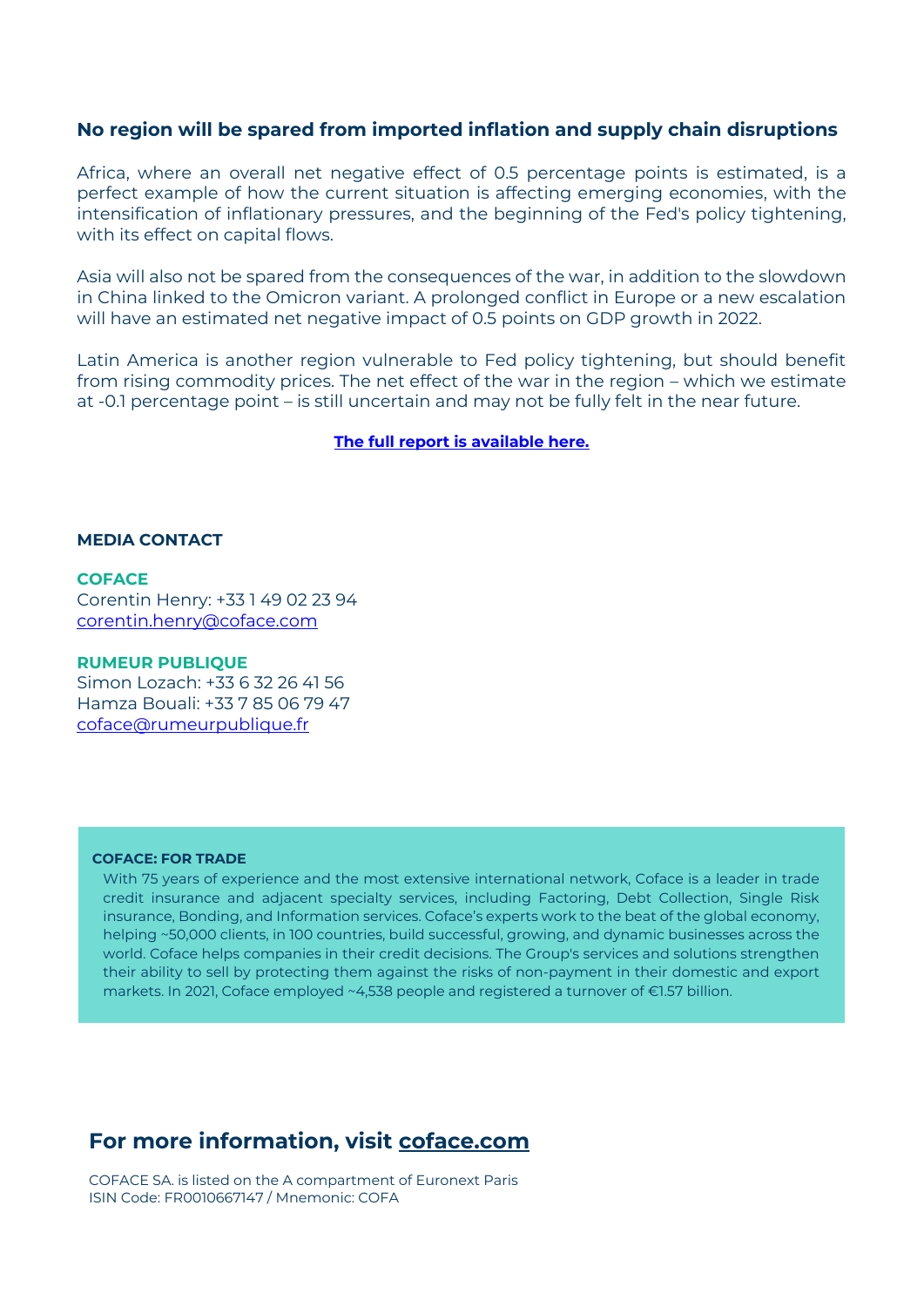## No region will be spared from imported inflation and supply chain disruptions

Africa, where an overall net negative effect of 0.5 percentage points is estimated, is a perfect example of how the current situation is affecting emerging economies, with the intensification of inflationary pressures, and the beginning of the Fed's policy tightening, with its effect on capital flows.

Asia will also not be spared from the consequences of the war, in addition to the slowdown in China linked to the Omicron variant. A prolonged conflict in Europe or a new escalation will have an estimated net negative impact of 0.5 points on GDP growth in 2022.

Latin America is another region vulnerable to Fed policy tightening, but should benefit from rising commodity prices. The net effect of the war in the region – which we estimate at -0.1 percentage point – is still uncertain and may not be fully felt in the near future.

**The full report is available here.**

**MEDIA CONTACT**

**COFACE**
Corentin Henry: +33 1 49 02 23 94
corentin.henry@coface.com

**RUMEUR PUBLIQUE**
Simon Lozach: +33 6 32 26 41 56
Hamza Bouali: +33 7 85 06 79 47
coface@rumeurpublique.fr

**COFACE: FOR TRADE**

With 75 years of experience and the most extensive international network, Coface is a leader in trade credit insurance and adjacent specialty services, including Factoring, Debt Collection, Single Risk insurance, Bonding, and Information services. Coface's experts work to the beat of the global economy, helping ~50,000 clients, in 100 countries, build successful, growing, and dynamic businesses across the world. Coface helps companies in their credit decisions. The Group's services and solutions strengthen their ability to sell by protecting them against the risks of non-payment in their domestic and export markets. In 2021, Coface employed ~4,538 people and registered a turnover of €1.57 billion.

## For more information, visit coface.com

COFACE SA. is listed on the A compartment of Euronext Paris
ISIN Code: FR0010667147 / Mnemonic: COFA